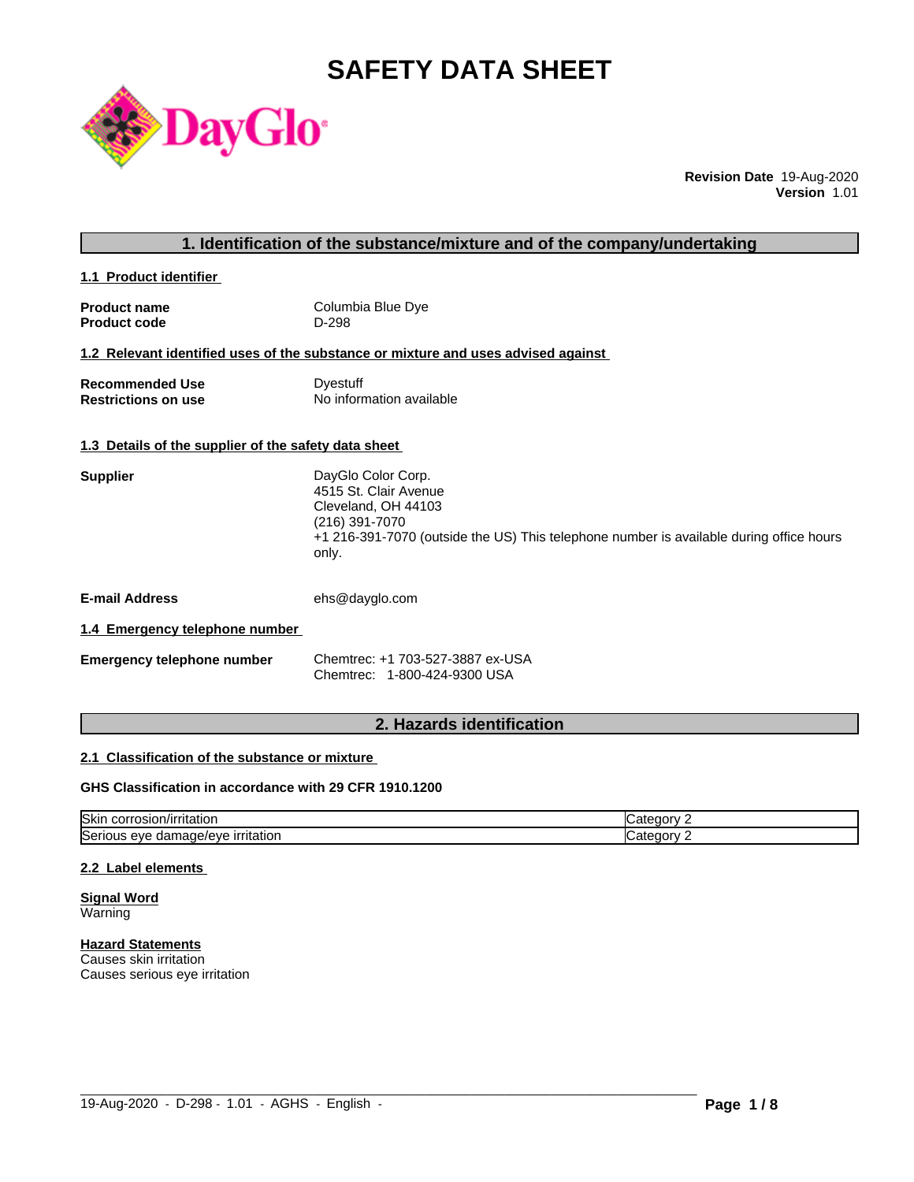# SAFETY DATA SHEET

**Revision Date** 19-Aug-2020
**Version** 1.01

## 1. Identification of the substance/mixture and of the company/undertaking

### 1.1 Product identifier

**Product name** Columbia Blue Dye
**Product code** D-298

### 1.2 Relevant identified uses of the substance or mixture and uses advised against

**Recommended Use** Dyestuff
**Restrictions on use** No information available

### 1.3 Details of the supplier of the safety data sheet

**Supplier**
DayGlo Color Corp.
4515 St. Clair Avenue
Cleveland, OH 44103
(216) 391-7070
+1 216-391-7070 (outside the US) This telephone number is available during office hours only.

**E-mail Address** ehs@dayglo.com

### 1.4 Emergency telephone number

**Emergency telephone number**
Chemtrec: +1 703-527-3887 ex-USA
Chemtrec: 1-800-424-9300 USA

## 2. Hazards identification

### 2.1 Classification of the substance or mixture

**GHS Classification in accordance with 29 CFR 1910.1200**

| | |
|---|---|
| Skin corrosion/irritation | Category 2 |
| Serious eye damage/eye irritation | Category 2 |

### 2.2 Label elements

**Signal Word**
Warning

**Hazard Statements**
Causes skin irritation
Causes serious eye irritation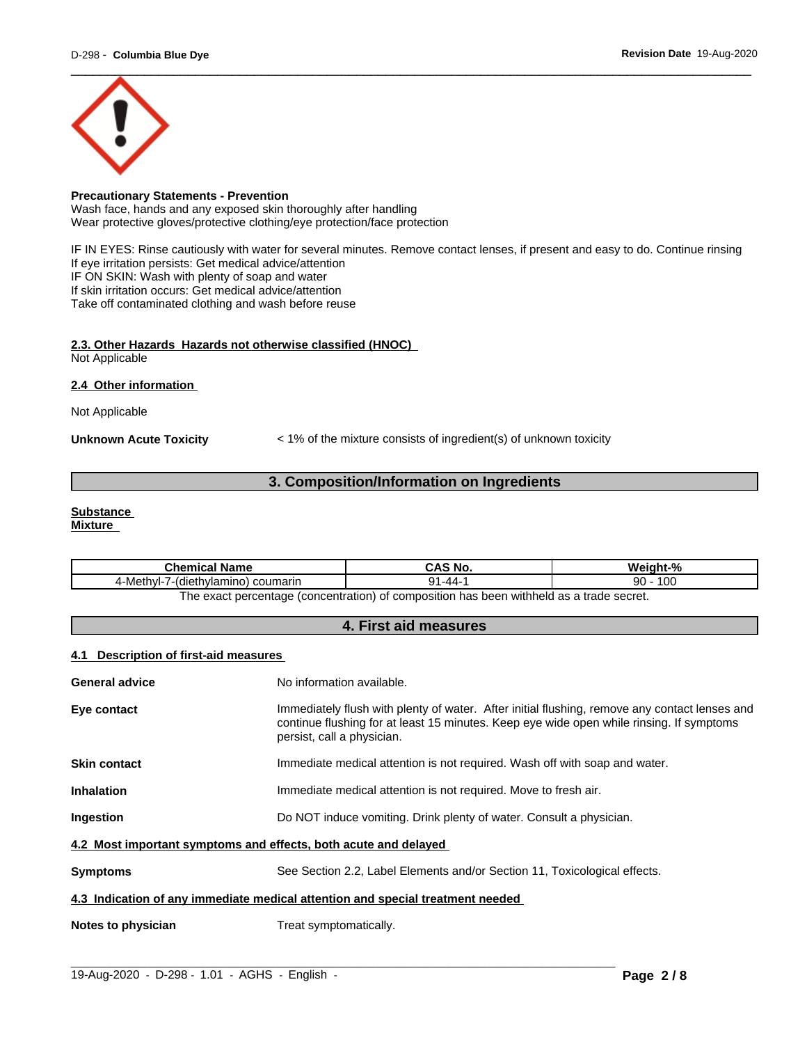**Precautionary Statements - Prevention**
Wash face, hands and any exposed skin thoroughly after handling
Wear protective gloves/protective clothing/eye protection/face protection

IF IN EYES: Rinse cautiously with water for several minutes. Remove contact lenses, if present and easy to do. Continue rinsing
If eye irritation persists: Get medical advice/attention
IF ON SKIN: Wash with plenty of soap and water
If skin irritation occurs: Get medical advice/attention
Take off contaminated clothing and wash before reuse

**2.3. Other Hazards Hazards not otherwise classified (HNOC)**
Not Applicable

**2.4 Other information**

Not Applicable

**Unknown Acute Toxicity** < 1% of the mixture consists of ingredient(s) of unknown toxicity

## 3. Composition/Information on Ingredients

**Substance**
**Mixture**

| Chemical Name | CAS No. | Weight-% |
|---|---|---|
| 4-Methyl-7-(diethylamino) coumarin | 91-44-1 | 90 - 100 |

The exact percentage (concentration) of composition has been withheld as a trade secret.

## 4. First aid measures

**4.1 Description of first-aid measures**

**General advice** No information available.

**Eye contact** Immediately flush with plenty of water. After initial flushing, remove any contact lenses and continue flushing for at least 15 minutes. Keep eye wide open while rinsing. If symptoms persist, call a physician.

**Skin contact** Immediate medical attention is not required. Wash off with soap and water.

**Inhalation** Immediate medical attention is not required. Move to fresh air.

**Ingestion** Do NOT induce vomiting. Drink plenty of water. Consult a physician.

**4.2 Most important symptoms and effects, both acute and delayed**

**Symptoms** See Section 2.2, Label Elements and/or Section 11, Toxicological effects.

**4.3 Indication of any immediate medical attention and special treatment needed**

**Notes to physician** Treat symptomatically.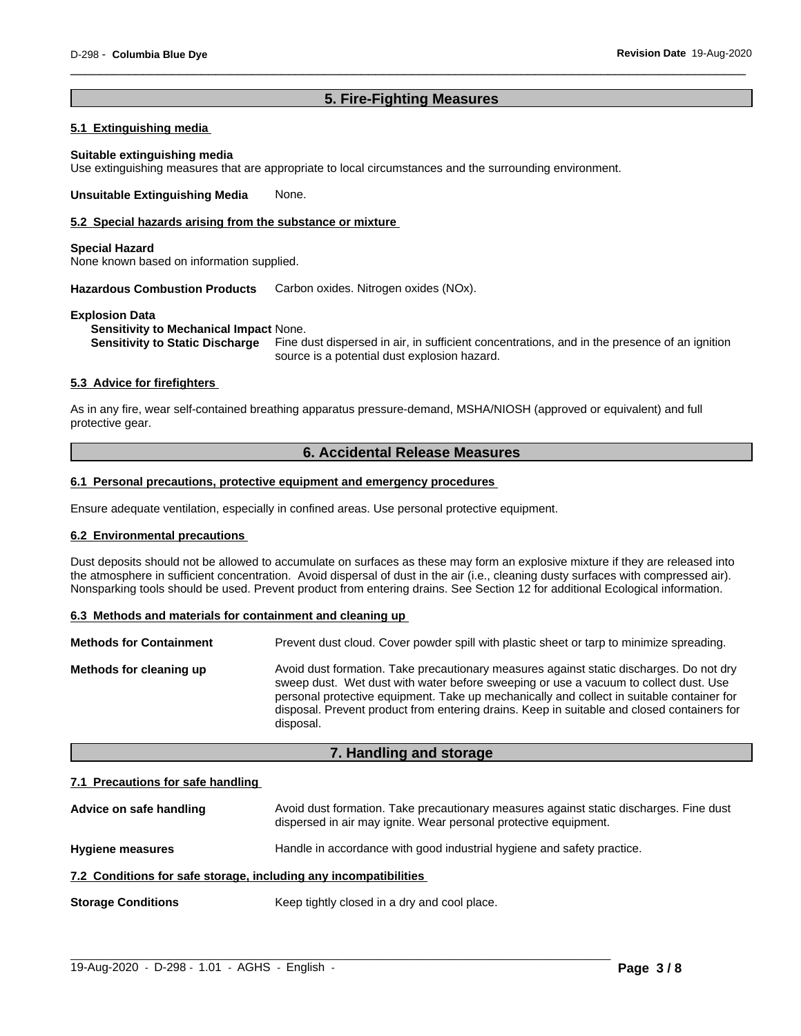## 5. Fire-Fighting Measures

### 5.1 Extinguishing media

**Suitable extinguishing media**
Use extinguishing measures that are appropriate to local circumstances and the surrounding environment.

**Unsuitable Extinguishing Media** None.

### 5.2 Special hazards arising from the substance or mixture

**Special Hazard**
None known based on information supplied.

**Hazardous Combustion Products** Carbon oxides. Nitrogen oxides (NOx).

**Explosion Data**
**Sensitivity to Mechanical Impact** None.
**Sensitivity to Static Discharge** Fine dust dispersed in air, in sufficient concentrations, and in the presence of an ignition source is a potential dust explosion hazard.

### 5.3 Advice for firefighters

As in any fire, wear self-contained breathing apparatus pressure-demand, MSHA/NIOSH (approved or equivalent) and full protective gear.

## 6. Accidental Release Measures

### 6.1 Personal precautions, protective equipment and emergency procedures

Ensure adequate ventilation, especially in confined areas. Use personal protective equipment.

### 6.2 Environmental precautions

Dust deposits should not be allowed to accumulate on surfaces as these may form an explosive mixture if they are released into the atmosphere in sufficient concentration. Avoid dispersal of dust in the air (i.e., cleaning dusty surfaces with compressed air). Nonsparking tools should be used. Prevent product from entering drains. See Section 12 for additional Ecological information.

### 6.3 Methods and materials for containment and cleaning up

**Methods for Containment** Prevent dust cloud. Cover powder spill with plastic sheet or tarp to minimize spreading.

**Methods for cleaning up** Avoid dust formation. Take precautionary measures against static discharges. Do not dry sweep dust. Wet dust with water before sweeping or use a vacuum to collect dust. Use personal protective equipment. Take up mechanically and collect in suitable container for disposal. Prevent product from entering drains. Keep in suitable and closed containers for disposal.

## 7. Handling and storage

### 7.1 Precautions for safe handling

**Advice on safe handling** Avoid dust formation. Take precautionary measures against static discharges. Fine dust dispersed in air may ignite. Wear personal protective equipment.

**Hygiene measures** Handle in accordance with good industrial hygiene and safety practice.

### 7.2 Conditions for safe storage, including any incompatibilities

**Storage Conditions** Keep tightly closed in a dry and cool place.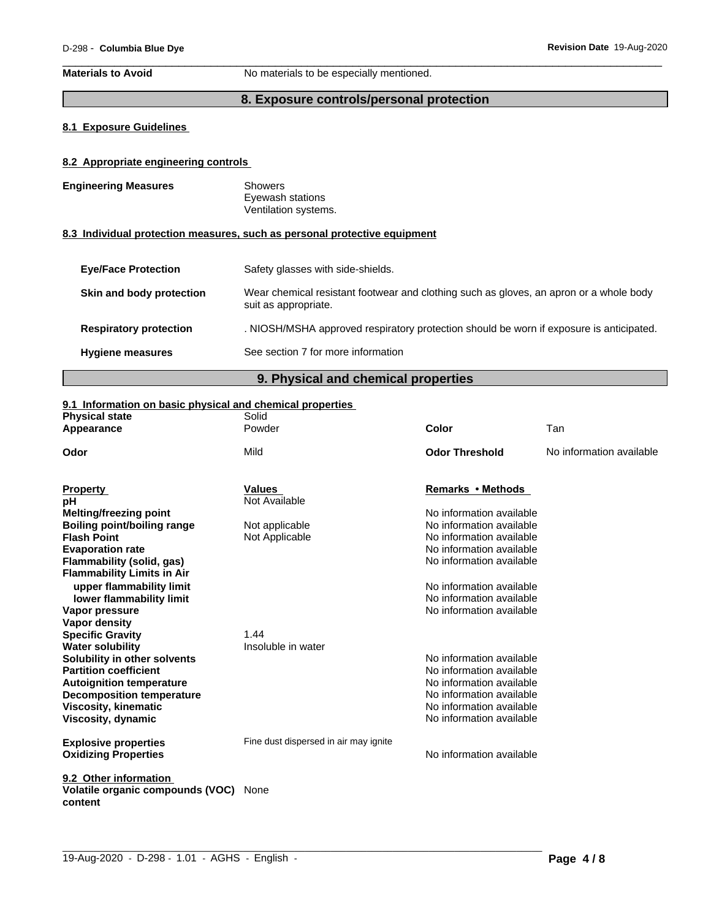**Materials to Avoid** No materials to be especially mentioned.

## 8. Exposure controls/personal protection

### 8.1 Exposure Guidelines

### 8.2 Appropriate engineering controls

**Engineering Measures**
Showers
Eyewash stations
Ventilation systems.

### 8.3 Individual protection measures, such as personal protective equipment

| | |
|---|---|
| **Eye/Face Protection** | Safety glasses with side-shields. |
| **Skin and body protection** | Wear chemical resistant footwear and clothing such as gloves, an apron or a whole body suit as appropriate. |
| **Respiratory protection** | . NIOSH/MSHA approved respiratory protection should be worn if exposure is anticipated. |
| **Hygiene measures** | See section 7 for more information |

## 9. Physical and chemical properties

### 9.1 Information on basic physical and chemical properties

| | | | |
|---|---|---|---|
| **Physical state** | Solid | | |
| **Appearance** | Powder | **Color** | Tan |
| **Odor** | Mild | **Odor Threshold** | No information available |

| **Property** | **Values** | **Remarks • Methods** |
|---|---|---|
| **pH** | Not Available | |
| **Melting/freezing point** | | No information available |
| **Boiling point/boiling range** | Not applicable | No information available |
| **Flash Point** | Not Applicable | No information available |
| **Evaporation rate** | | No information available |
| **Flammability (solid, gas)** | | No information available |
| **Flammability Limits in Air** | | |
| **upper flammability limit** | | No information available |
| **lower flammability limit** | | No information available |
| **Vapor pressure** | | No information available |
| **Vapor density** | | |
| **Specific Gravity** | 1.44 | |
| **Water solubility** | Insoluble in water | |
| **Solubility in other solvents** | | No information available |
| **Partition coefficient** | | No information available |
| **Autoignition temperature** | | No information available |
| **Decomposition temperature** | | No information available |
| **Viscosity, kinematic** | | No information available |
| **Viscosity, dynamic** | | No information available |
| **Explosive properties** | Fine dust dispersed in air may ignite | |
| **Oxidizing Properties** | | No information available |

### 9.2 Other information

**Volatile organic compounds (VOC) content** None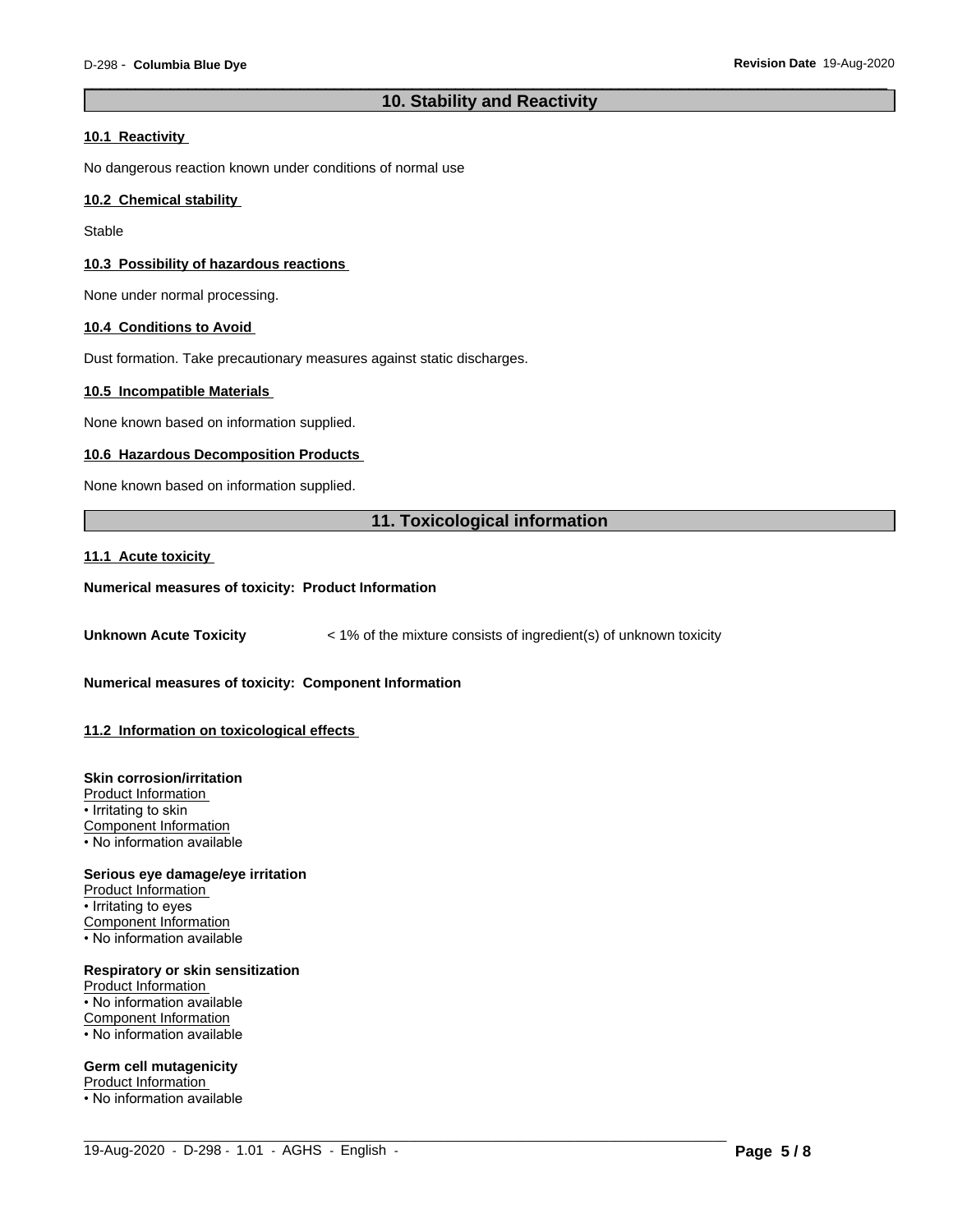## 10. Stability and Reactivity

### 10.1 Reactivity

No dangerous reaction known under conditions of normal use

### 10.2 Chemical stability

Stable

### 10.3 Possibility of hazardous reactions

None under normal processing.

### 10.4 Conditions to Avoid

Dust formation. Take precautionary measures against static discharges.

### 10.5 Incompatible Materials

None known based on information supplied.

### 10.6 Hazardous Decomposition Products

None known based on information supplied.

## 11. Toxicological information

### 11.1 Acute toxicity

**Numerical measures of toxicity: Product Information**

**Unknown Acute Toxicity** < 1% of the mixture consists of ingredient(s) of unknown toxicity

**Numerical measures of toxicity: Component Information**

### 11.2 Information on toxicological effects

**Skin corrosion/irritation**
Product Information
• Irritating to skin
Component Information
• No information available

**Serious eye damage/eye irritation**
Product Information
• Irritating to eyes
Component Information
• No information available

**Respiratory or skin sensitization**
Product Information
• No information available
Component Information
• No information available

**Germ cell mutagenicity**
Product Information
• No information available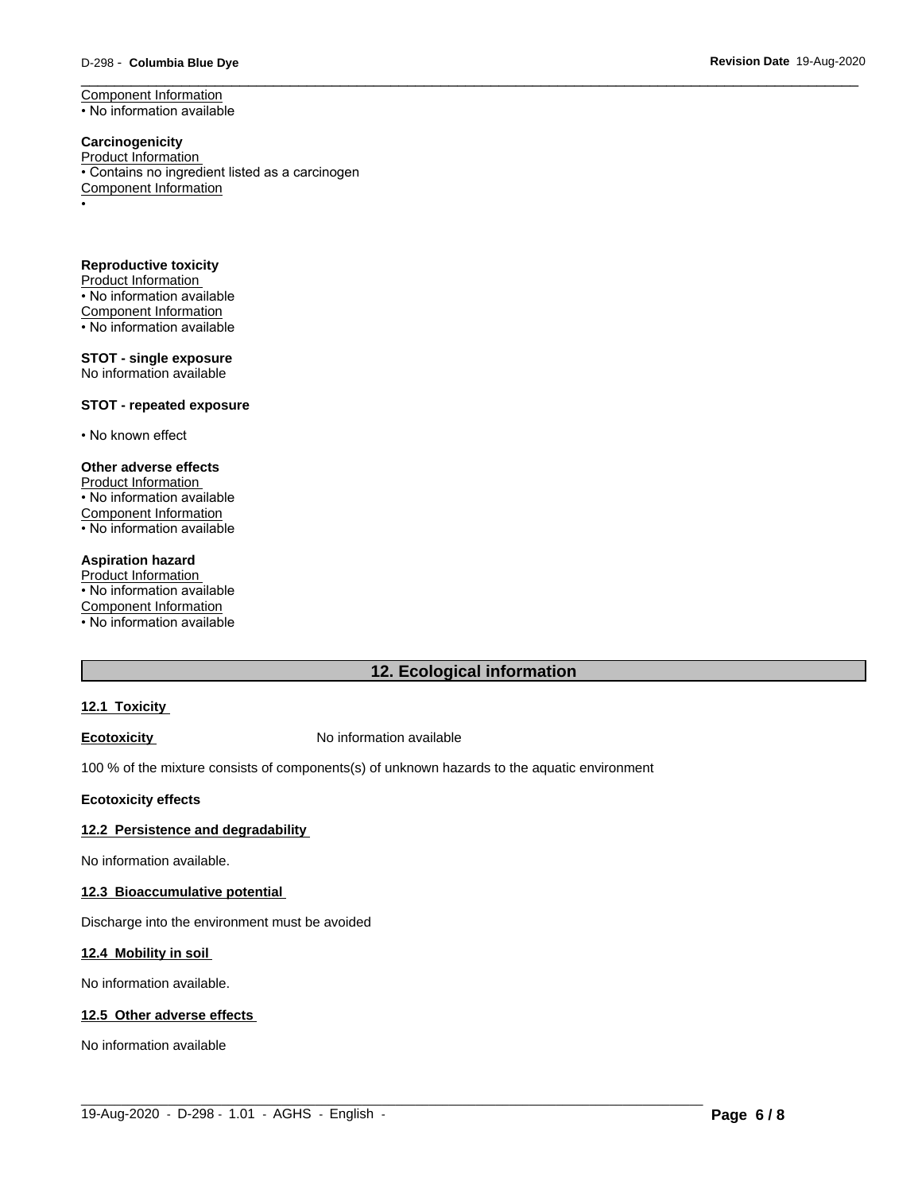Component Information
• No information available

**Carcinogenicity**
Product Information
• Contains no ingredient listed as a carcinogen
Component Information
•

**Reproductive toxicity**
Product Information
• No information available
Component Information
• No information available

**STOT - single exposure**
No information available

**STOT - repeated exposure**

• No known effect

**Other adverse effects**
Product Information
• No information available
Component Information
• No information available

**Aspiration hazard**
Product Information
• No information available
Component Information
• No information available

## 12. Ecological information

### 12.1 Toxicity

**Ecotoxicity** No information available

100 % of the mixture consists of components(s) of unknown hazards to the aquatic environment

**Ecotoxicity effects**

### 12.2 Persistence and degradability

No information available.

### 12.3 Bioaccumulative potential

Discharge into the environment must be avoided

### 12.4 Mobility in soil

No information available.

### 12.5 Other adverse effects

No information available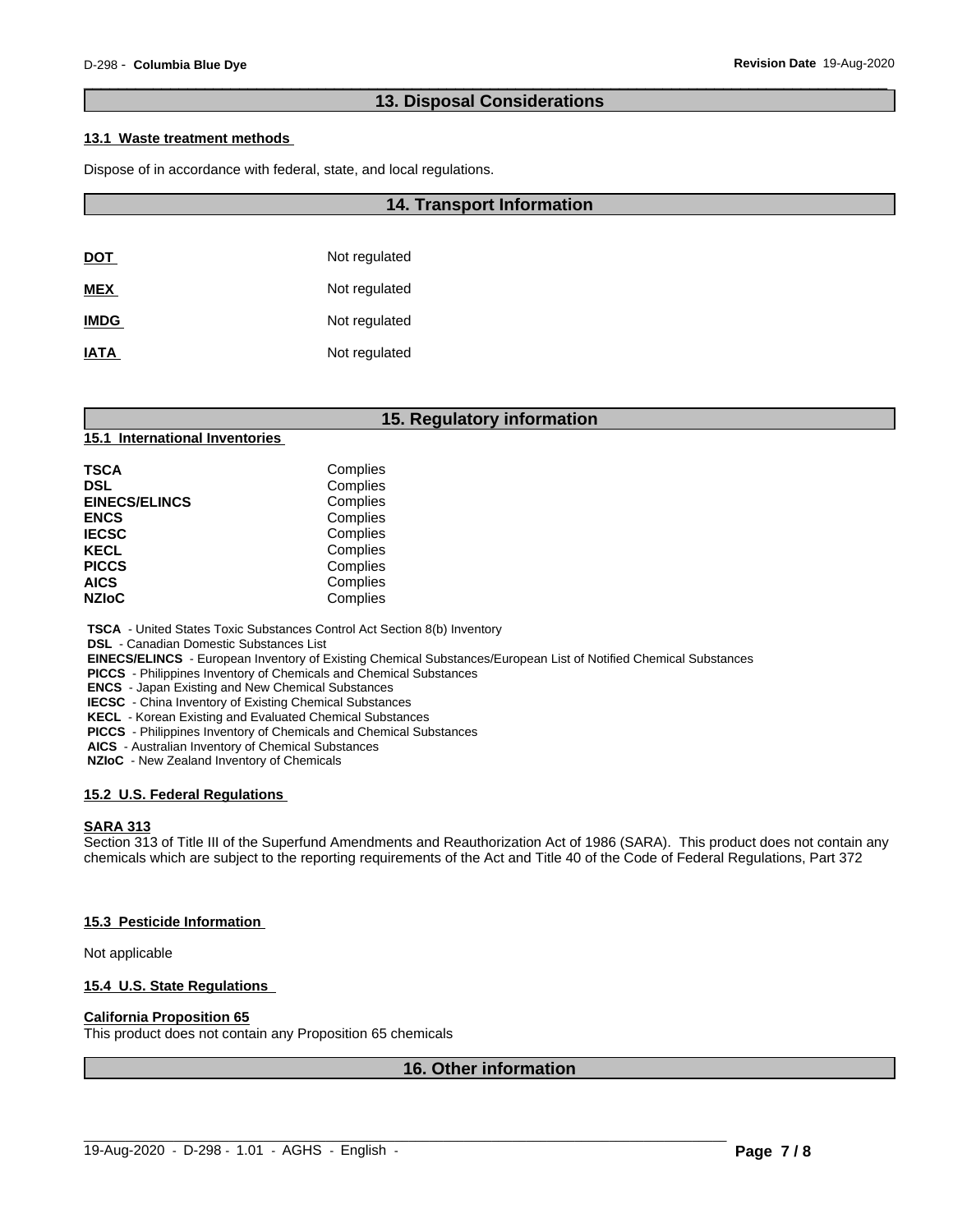## 13. Disposal Considerations

**13.1 Waste treatment methods**

Dispose of in accordance with federal, state, and local regulations.

## 14. Transport Information

| | |
|---|---|
| **DOT** | Not regulated |
| **MEX** | Not regulated |
| **IMDG** | Not regulated |
| **IATA** | Not regulated |

## 15. Regulatory information

**15.1 International Inventories**

| | |
|---|---|
| **TSCA** | Complies |
| **DSL** | Complies |
| **EINECS/ELINCS** | Complies |
| **ENCS** | Complies |
| **IECSC** | Complies |
| **KECL** | Complies |
| **PICCS** | Complies |
| **AICS** | Complies |
| **NZIoC** | Complies |

**TSCA** - United States Toxic Substances Control Act Section 8(b) Inventory
**DSL** - Canadian Domestic Substances List
**EINECS/ELINCS** - European Inventory of Existing Chemical Substances/European List of Notified Chemical Substances
**PICCS** - Philippines Inventory of Chemicals and Chemical Substances
**ENCS** - Japan Existing and New Chemical Substances
**IECSC** - China Inventory of Existing Chemical Substances
**KECL** - Korean Existing and Evaluated Chemical Substances
**PICCS** - Philippines Inventory of Chemicals and Chemical Substances
**AICS** - Australian Inventory of Chemical Substances
**NZIoC** - New Zealand Inventory of Chemicals

**15.2 U.S. Federal Regulations**

**SARA 313**
Section 313 of Title III of the Superfund Amendments and Reauthorization Act of 1986 (SARA). This product does not contain any chemicals which are subject to the reporting requirements of the Act and Title 40 of the Code of Federal Regulations, Part 372

**15.3 Pesticide Information**

Not applicable

**15.4 U.S. State Regulations**

**California Proposition 65**
This product does not contain any Proposition 65 chemicals

## 16. Other information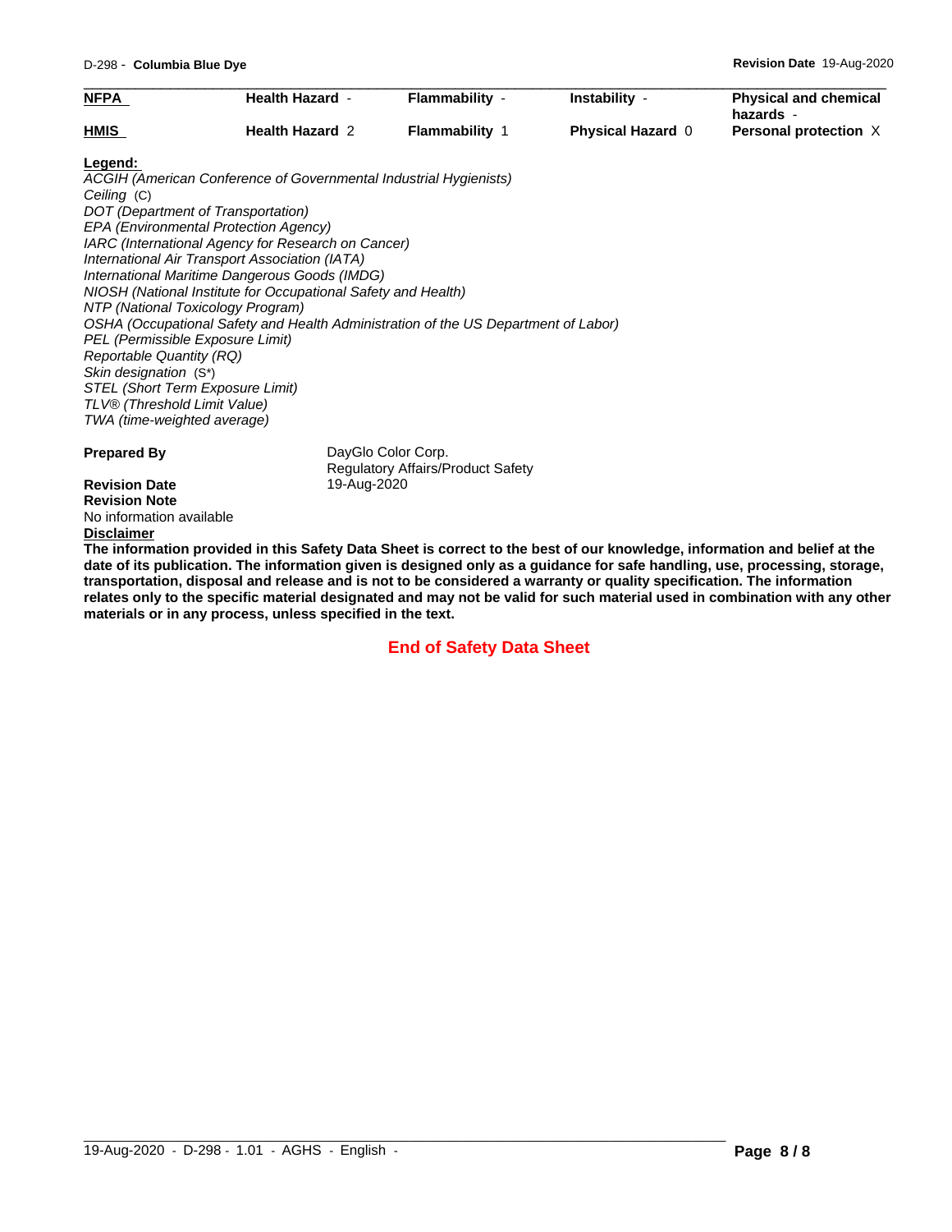| | | | | |
|---|---|---|---|---|
| **NFPA** | **Health Hazard** - | **Flammability** - | **Instability** - | **Physical and chemical hazards** - |
| **HMIS** | **Health Hazard** 2 | **Flammability** 1 | **Physical Hazard** 0 | **Personal protection** X |

**Legend:**

*ACGIH (American Conference of Governmental Industrial Hygienists)*
*Ceiling* (C)
*DOT (Department of Transportation)*
*EPA (Environmental Protection Agency)*
*IARC (International Agency for Research on Cancer)*
*International Air Transport Association (IATA)*
*International Maritime Dangerous Goods (IMDG)*
*NIOSH (National Institute for Occupational Safety and Health)*
*NTP (National Toxicology Program)*
*OSHA (Occupational Safety and Health Administration of the US Department of Labor)*
*PEL (Permissible Exposure Limit)*
*Reportable Quantity (RQ)*
*Skin designation* (S*)
*STEL (Short Term Exposure Limit)*
*TLV® (Threshold Limit Value)*
*TWA (time-weighted average)*

**Prepared By** DayGlo Color Corp.
Regulatory Affairs/Product Safety

**Revision Date** 19-Aug-2020

**Revision Note**

No information available

**Disclaimer**

**The information provided in this Safety Data Sheet is correct to the best of our knowledge, information and belief at the date of its publication. The information given is designed only as a guidance for safe handling, use, processing, storage, transportation, disposal and release and is not to be considered a warranty or quality specification. The information relates only to the specific material designated and may not be valid for such material used in combination with any other materials or in any process, unless specified in the text.**

**End of Safety Data Sheet**